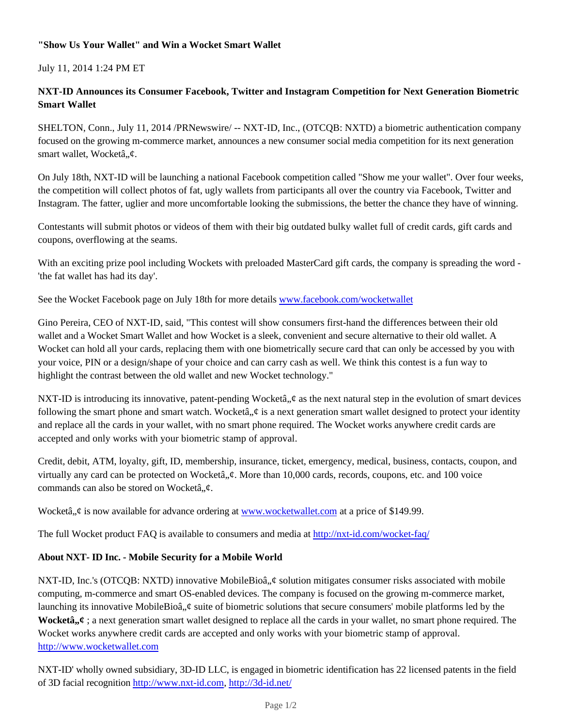**"Show Us Your Wallet" and Win a Wocket Smart Wallet**

July 11, 2014 1:24 PM ET

**NXT-ID Announces its Consumer Facebook, Twitter and Instagram Competition for Next Generation Biometric Smart Wallet**

SHELTON, Conn., July 11, 2014 /PRNewswire/ -- NXT-ID, Inc., (OTCQB: NXTD) a biometric authentication company focused on the growing m-commerce market, announces a new consumer social media competition for its next generation smart wallet, Wocketâ„¢.

On July 18th, NXT-ID will be launching a national Facebook competition called "Show me your wallet". Over four weeks, the competition will collect photos of fat, ugly wallets from participants all over the country via Facebook, Twitter and Instagram. The fatter, uglier and more uncomfortable looking the submissions, the better the chance they have of winning.

Contestants will submit photos or videos of them with their big outdated bulky wallet full of credit cards, gift cards and coupons, overflowing at the seams.

With an exciting prize pool including Wockets with preloaded MasterCard gift cards, the company is spreading the word - 'the fat wallet has had its day'.

See the Wocket Facebook page on July 18th for more details [www.facebook.com/wocketwallet](www.facebook.com/wocketwallet)

Gino Pereira, CEO of NXT-ID, said, "This contest will show consumers first-hand the differences between their old wallet and a Wocket Smart Wallet and how Wocket is a sleek, convenient and secure alternative to their old wallet. A Wocket can hold all your cards, replacing them with one biometrically secure card that can only be accessed by you with your voice, PIN or a design/shape of your choice and can carry cash as well. We think this contest is a fun way to highlight the contrast between the old wallet and new Wocket technology."

NXT-ID is introducing its innovative, patent-pending Wocketâ„¢ as the next natural step in the evolution of smart devices following the smart phone and smart watch. Wocketâ„¢ is a next generation smart wallet designed to protect your identity and replace all the cards in your wallet, with no smart phone required. The Wocket works anywhere credit cards are accepted and only works with your biometric stamp of approval.

Credit, debit, ATM, loyalty, gift, ID, membership, insurance, ticket, emergency, medical, business, contacts, coupon, and virtually any card can be protected on Wocketâ„¢. More than 10,000 cards, records, coupons, etc. and 100 voice commands can also be stored on Wocketâ„¢.

Wocketâ„¢ is now available for advance ordering at [www.wocketwallet.com](www.wocketwallet.com) at a price of $149.99.

The full Wocket product FAQ is available to consumers and media at [http://nxt-id.com/wocket-faq/](http://nxt-id.com/wocket-faq/)

**About NXT- ID Inc. - Mobile Security for a Mobile World**

NXT-ID, Inc.'s (OTCQB: NXTD) innovative MobileBioâ„¢ solution mitigates consumer risks associated with mobile computing, m-commerce and smart OS-enabled devices. The company is focused on the growing m-commerce market, launching its innovative MobileBioâ„¢ suite of biometric solutions that secure consumers' mobile platforms led by the **Wocketâ„¢** ; a next generation smart wallet designed to replace all the cards in your wallet, no smart phone required. The Wocket works anywhere credit cards are accepted and only works with your biometric stamp of approval. [http://www.wocketwallet.com](http://www.wocketwallet.com)

NXT-ID' wholly owned subsidiary, 3D-ID LLC, is engaged in biometric identification has 22 licensed patents in the field of 3D facial recognition [http://www.nxt-id.com](http://www.nxt-id.com), [http://3d-id.net/](http://3d-id.net/)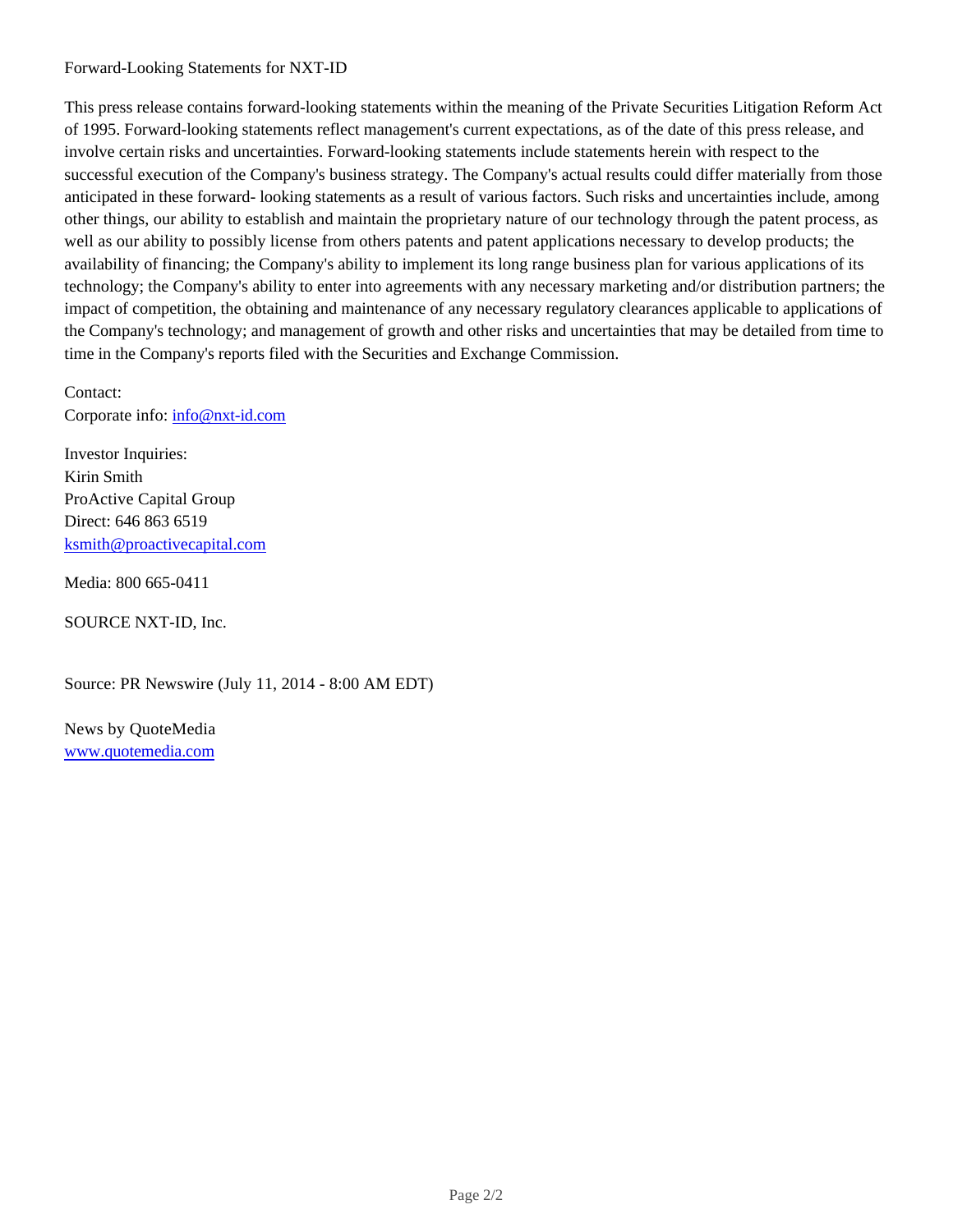Forward-Looking Statements for NXT-ID

This press release contains forward-looking statements within the meaning of the Private Securities Litigation Reform Act of 1995. Forward-looking statements reflect management's current expectations, as of the date of this press release, and involve certain risks and uncertainties. Forward-looking statements include statements herein with respect to the successful execution of the Company's business strategy. The Company's actual results could differ materially from those anticipated in these forward- looking statements as a result of various factors. Such risks and uncertainties include, among other things, our ability to establish and maintain the proprietary nature of our technology through the patent process, as well as our ability to possibly license from others patents and patent applications necessary to develop products; the availability of financing; the Company's ability to implement its long range business plan for various applications of its technology; the Company's ability to enter into agreements with any necessary marketing and/or distribution partners; the impact of competition, the obtaining and maintenance of any necessary regulatory clearances applicable to applications of the Company's technology; and management of growth and other risks and uncertainties that may be detailed from time to time in the Company's reports filed with the Securities and Exchange Commission.

Contact:
Corporate info: info@nxt-id.com

Investor Inquiries:
Kirin Smith
ProActive Capital Group
Direct: 646 863 6519
ksmith@proactivecapital.com

Media: 800 665-0411

SOURCE NXT-ID, Inc.

Source: PR Newswire (July 11, 2014 - 8:00 AM EDT)

News by QuoteMedia
www.quotemedia.com